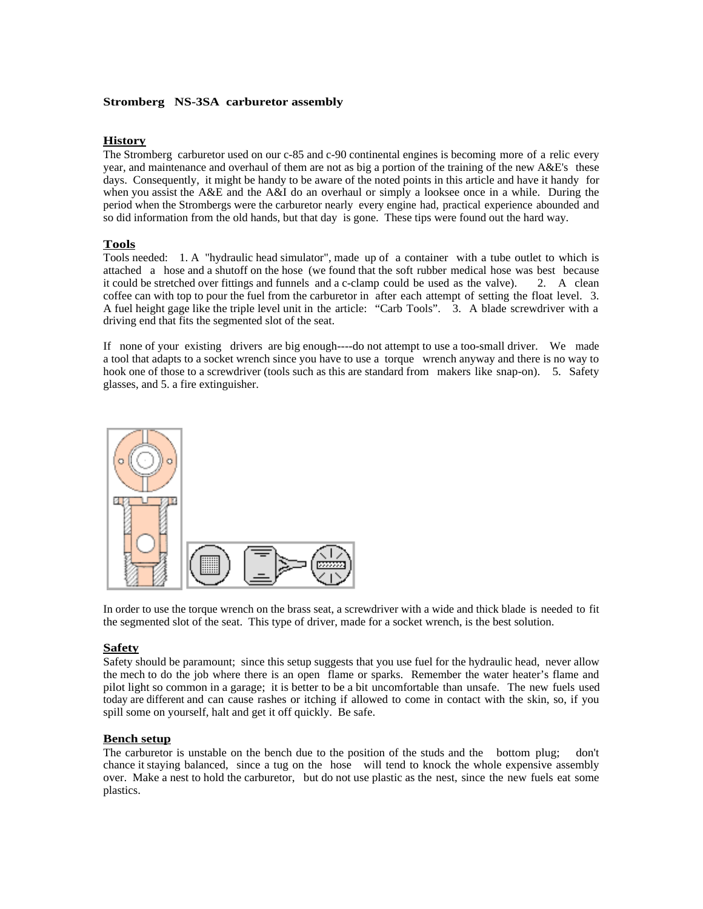**Stromberg NS-3SA carburetor assembly**

## History

The Stromberg carburetor used on our c-85 and c-90 continental engines is becoming more of a relic every year, and maintenance and overhaul of them are not as big a portion of the training of the new A&E's these days. Consequently, it might be handy to be aware of the noted points in this article and have it handy for when you assist the A&E and the A&I do an overhaul or simply a looksee once in a while. During the period when the Strombergs were the carburetor nearly every engine had, practical experience abounded and so did information from the old hands, but that day is gone. These tips were found out the hard way.

## Tools

Tools needed: 1. A "hydraulic head simulator", made up of a container with a tube outlet to which is attached a hose and a shutoff on the hose (we found that the soft rubber medical hose was best because it could be stretched over fittings and funnels and a c-clamp could be used as the valve). 2. A clean coffee can with top to pour the fuel from the carburetor in after each attempt of setting the float level. 3. A fuel height gage like the triple level unit in the article: "Carb Tools". 3. A blade screwdriver with a driving end that fits the segmented slot of the seat.

If none of your existing drivers are big enough----do not attempt to use a too-small driver. We made a tool that adapts to a socket wrench since you have to use a torque wrench anyway and there is no way to hook one of those to a screwdriver (tools such as this are standard from makers like snap-on). 5. Safety glasses, and 5. a fire extinguisher.

In order to use the torque wrench on the brass seat, a screwdriver with a wide and thick blade is needed to fit the segmented slot of the seat. This type of driver, made for a socket wrench, is the best solution.

## Safety

Safety should be paramount; since this setup suggests that you use fuel for the hydraulic head, never allow the mech to do the job where there is an open flame or sparks. Remember the water heater's flame and pilot light so common in a garage; it is better to be a bit uncomfortable than unsafe. The new fuels used today are different and can cause rashes or itching if allowed to come in contact with the skin, so, if you spill some on yourself, halt and get it off quickly. Be safe.

## Bench setup

The carburetor is unstable on the bench due to the position of the studs and the bottom plug; don't chance it staying balanced, since a tug on the hose will tend to knock the whole expensive assembly over. Make a nest to hold the carburetor, but do not use plastic as the nest, since the new fuels eat some plastics.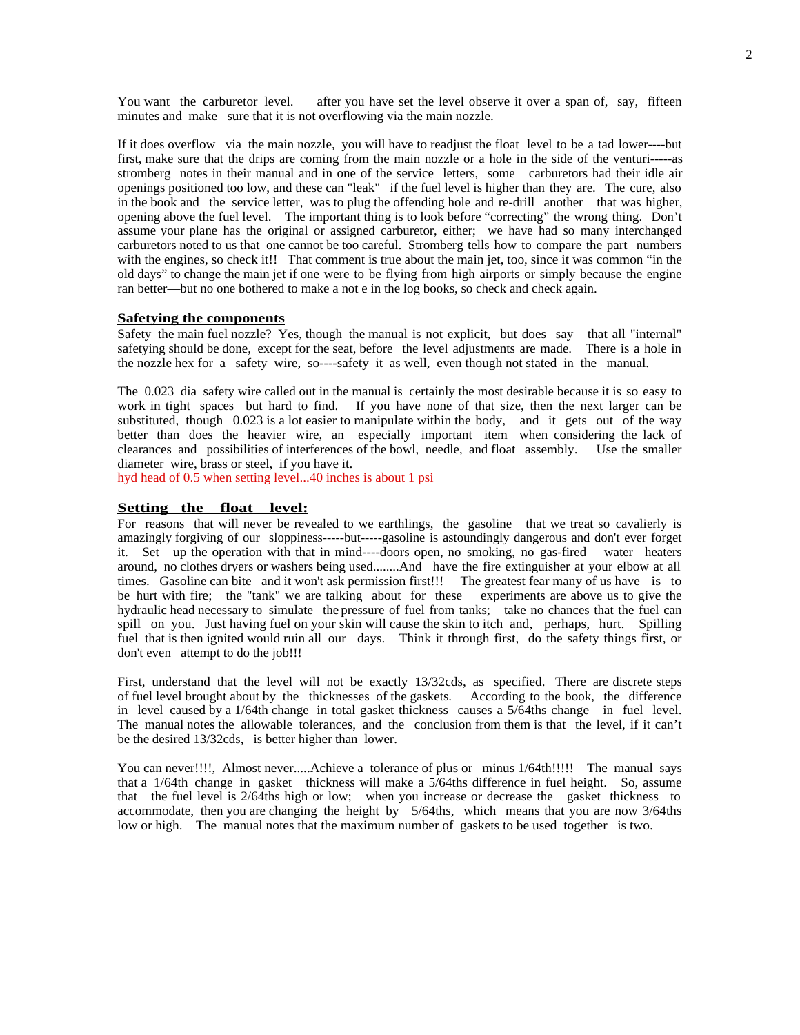You want the carburetor level. after you have set the level observe it over a span of, say, fifteen minutes and make sure that it is not overflowing via the main nozzle.

If it does overflow via the main nozzle, you will have to readjust the float level to be a tad lower----but first, make sure that the drips are coming from the main nozzle or a hole in the side of the venturi-----as stromberg notes in their manual and in one of the service letters, some carburetors had their idle air openings positioned too low, and these can "leak" if the fuel level is higher than they are. The cure, also in the book and the service letter, was to plug the offending hole and re-drill another that was higher, opening above the fuel level. The important thing is to look before "correcting" the wrong thing. Don't assume your plane has the original or assigned carburetor, either; we have had so many interchanged carburetors noted to us that one cannot be too careful. Stromberg tells how to compare the part numbers with the engines, so check it!! That comment is true about the main jet, too, since it was common "in the old days" to change the main jet if one were to be flying from high airports or simply because the engine ran better—but no one bothered to make a not e in the log books, so check and check again.

**Safetying the components**

Safety the main fuel nozzle? Yes, though the manual is not explicit, but does say that all "internal" safetying should be done, except for the seat, before the level adjustments are made. There is a hole in the nozzle hex for a safety wire, so----safety it as well, even though not stated in the manual.

The 0.023 dia safety wire called out in the manual is certainly the most desirable because it is so easy to work in tight spaces but hard to find. If you have none of that size, then the next larger can be substituted, though 0.023 is a lot easier to manipulate within the body, and it gets out of the way better than does the heavier wire, an especially important item when considering the lack of clearances and possibilities of interferences of the bowl, needle, and float assembly. Use the smaller diameter wire, brass or steel, if you have it.
hyd head of 0.5 when setting level...40 inches is about 1 psi

**Setting the float level:**

For reasons that will never be revealed to we earthlings, the gasoline that we treat so cavalierly is amazingly forgiving of our sloppiness-----but-----gasoline is astoundingly dangerous and don't ever forget it. Set up the operation with that in mind----doors open, no smoking, no gas-fired water heaters around, no clothes dryers or washers being used........And have the fire extinguisher at your elbow at all times. Gasoline can bite and it won't ask permission first!!! The greatest fear many of us have is to be hurt with fire; the "tank" we are talking about for these experiments are above us to give the hydraulic head necessary to simulate the pressure of fuel from tanks; take no chances that the fuel can spill on you. Just having fuel on your skin will cause the skin to itch and, perhaps, hurt. Spilling fuel that is then ignited would ruin all our days. Think it through first, do the safety things first, or don't even attempt to do the job!!!

First, understand that the level will not be exactly 13/32cds, as specified. There are discrete steps of fuel level brought about by the thicknesses of the gaskets. According to the book, the difference in level caused by a 1/64th change in total gasket thickness causes a 5/64ths change in fuel level. The manual notes the allowable tolerances, and the conclusion from them is that the level, if it can't be the desired 13/32cds, is better higher than lower.

You can never!!!!, Almost never.....Achieve a tolerance of plus or minus 1/64th!!!!! The manual says that a 1/64th change in gasket thickness will make a 5/64ths difference in fuel height. So, assume that the fuel level is 2/64ths high or low; when you increase or decrease the gasket thickness to accommodate, then you are changing the height by 5/64ths, which means that you are now 3/64ths low or high. The manual notes that the maximum number of gaskets to be used together is two.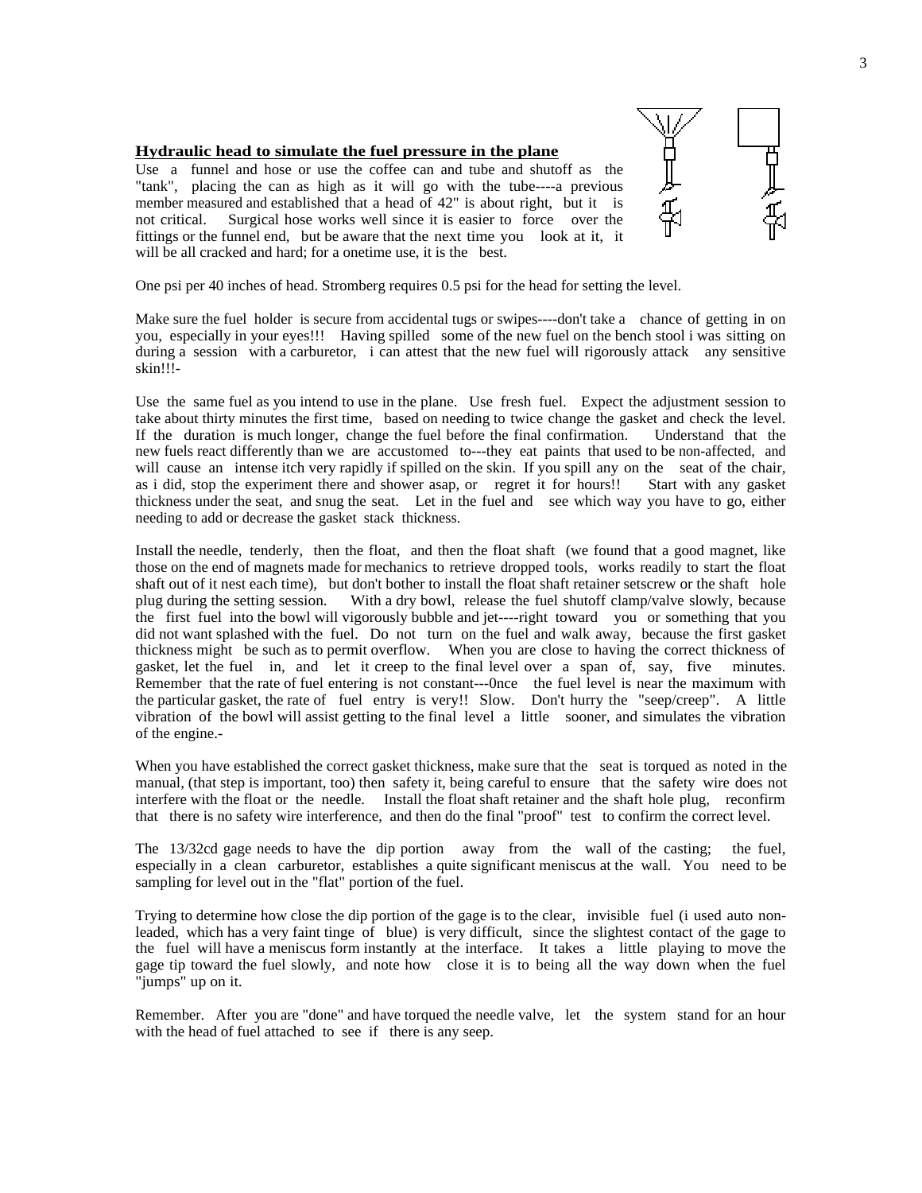**Hydraulic head to simulate the fuel pressure in the plane**

Use a funnel and hose or use the coffee can and tube and shutoff as the "tank", placing the can as high as it will go with the tube----a previous member measured and established that a head of 42" is about right, but it is not critical. Surgical hose works well since it is easier to force over the fittings or the funnel end, but be aware that the next time you look at it, it will be all cracked and hard; for a onetime use, it is the best.

One psi per 40 inches of head. Stromberg requires 0.5 psi for the head for setting the level.

Make sure the fuel holder is secure from accidental tugs or swipes----don't take a chance of getting in on you, especially in your eyes!!! Having spilled some of the new fuel on the bench stool i was sitting on during a session with a carburetor, i can attest that the new fuel will rigorously attack any sensitive skin!!!-

Use the same fuel as you intend to use in the plane. Use fresh fuel. Expect the adjustment session to take about thirty minutes the first time, based on needing to twice change the gasket and check the level. If the duration is much longer, change the fuel before the final confirmation. Understand that the new fuels react differently than we are accustomed to---they eat paints that used to be non-affected, and will cause an intense itch very rapidly if spilled on the skin. If you spill any on the seat of the chair, as i did, stop the experiment there and shower asap, or regret it for hours!! Start with any gasket thickness under the seat, and snug the seat. Let in the fuel and see which way you have to go, either needing to add or decrease the gasket stack thickness.

Install the needle, tenderly, then the float, and then the float shaft (we found that a good magnet, like those on the end of magnets made for mechanics to retrieve dropped tools, works readily to start the float shaft out of it nest each time), but don't bother to install the float shaft retainer setscrew or the shaft hole plug during the setting session. With a dry bowl, release the fuel shutoff clamp/valve slowly, because the first fuel into the bowl will vigorously bubble and jet----right toward you or something that you did not want splashed with the fuel. Do not turn on the fuel and walk away, because the first gasket thickness might be such as to permit overflow. When you are close to having the correct thickness of gasket, let the fuel in, and let it creep to the final level over a span of, say, five minutes. Remember that the rate of fuel entering is not constant---0nce the fuel level is near the maximum with the particular gasket, the rate of fuel entry is very!! Slow. Don't hurry the "seep/creep". A little vibration of the bowl will assist getting to the final level a little sooner, and simulates the vibration of the engine.-

When you have established the correct gasket thickness, make sure that the seat is torqued as noted in the manual, (that step is important, too) then safety it, being careful to ensure that the safety wire does not interfere with the float or the needle. Install the float shaft retainer and the shaft hole plug, reconfirm that there is no safety wire interference, and then do the final "proof" test to confirm the correct level.

The 13/32cd gage needs to have the dip portion away from the wall of the casting; the fuel, especially in a clean carburetor, establishes a quite significant meniscus at the wall. You need to be sampling for level out in the "flat" portion of the fuel.

Trying to determine how close the dip portion of the gage is to the clear, invisible fuel (i used auto non-leaded, which has a very faint tinge of blue) is very difficult, since the slightest contact of the gage to the fuel will have a meniscus form instantly at the interface. It takes a little playing to move the gage tip toward the fuel slowly, and note how close it is to being all the way down when the fuel "jumps" up on it.

Remember. After you are "done" and have torqued the needle valve, let the system stand for an hour with the head of fuel attached to see if there is any seep.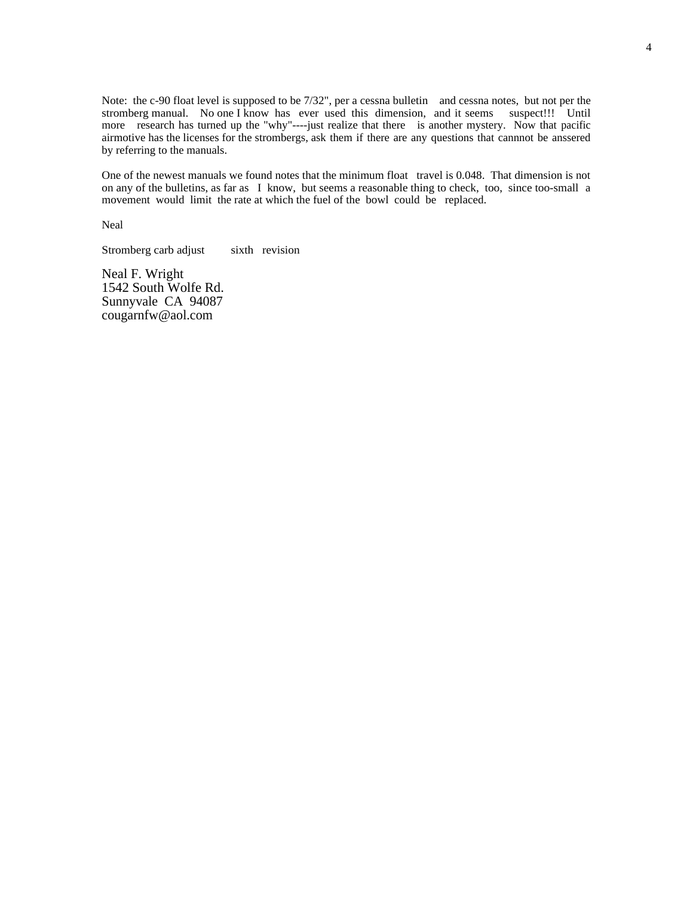Note: the c-90 float level is supposed to be 7/32", per a cessna bulletin and cessna notes, but not per the stromberg manual. No one I know has ever used this dimension, and it seems suspect!!! Until more research has turned up the "why"----just realize that there is another mystery. Now that pacific airmotive has the licenses for the strombergs, ask them if there are any questions that cannnot be anssered by referring to the manuals.

One of the newest manuals we found notes that the minimum float travel is 0.048. That dimension is not on any of the bulletins, as far as I know, but seems a reasonable thing to check, too, since too-small a movement would limit the rate at which the fuel of the bowl could be replaced.

Neal

Stromberg carb adjust sixth revision

Neal F. Wright
1542 South Wolfe Rd.
Sunnyvale CA 94087
cougarnfw@aol.com